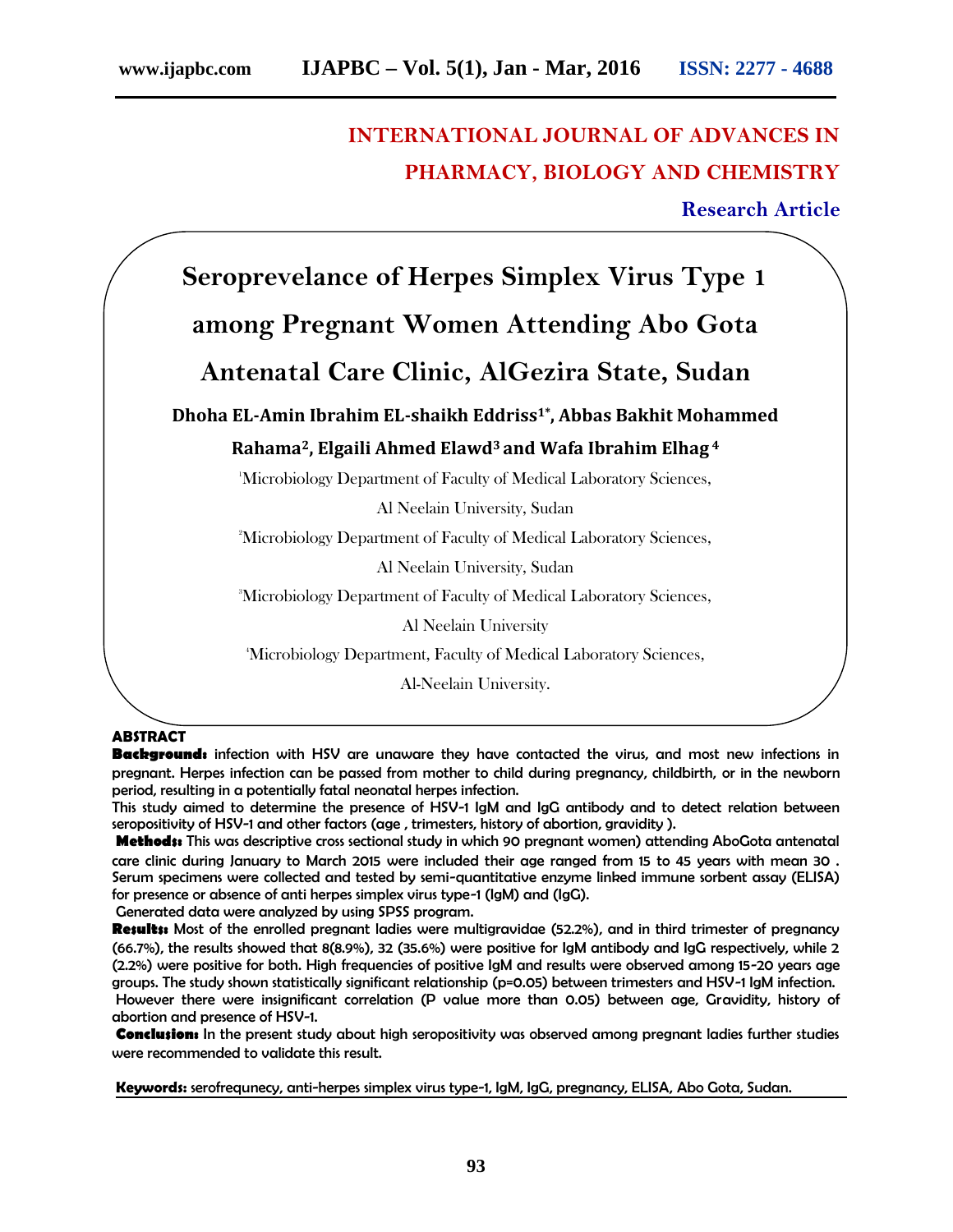**INTERNATIONAL JOURNAL OF ADVANCES IN PHARMACY, BIOLOGY AND CHEMISTRY**

**Research Article**

# Seroprevelance of Herpes Simplex Virus Type 1 among Pregnant Women Attending Abo Gota Antenatal Care Clinic, AlGezira State, Sudan

**Dhoha EL-Amin Ibrahim EL-shaikh Eddriss[1]*, Abbas Bakhit Mohammed Rahama[2], Elgaili Ahmed Elawd[3] and Wafa Ibrahim Elhag[4]**

[1]Microbiology Department of Faculty of Medical Laboratory Sciences, Al Neelain University, Sudan

[2]Microbiology Department of Faculty of Medical Laboratory Sciences, Al Neelain University, Sudan

[3]Microbiology Department of Faculty of Medical Laboratory Sciences, Al Neelain University

[4]Microbiology Department, Faculty of Medical Laboratory Sciences, Al-Neelain University.

## ABSTRACT

**Background:** infection with HSV are unaware they have contacted the virus, and most new infections in pregnant. Herpes infection can be passed from mother to child during pregnancy, childbirth, or in the newborn period, resulting in a potentially fatal neonatal herpes infection.

This study aimed to determine the presence of HSV-1 IgM and IgG antibody and to detect relation between seropositivity of HSV-1 and other factors (age , trimesters, history of abortion, gravidity ).

**Methods:** This was descriptive cross sectional study in which 90 pregnant women) attending AboGota antenatal care clinic during January to March 2015 were included their age ranged from 15 to 45 years with mean 30 . Serum specimens were collected and tested by semi-quantitative enzyme linked immune sorbent assay (ELISA) for presence or absence of anti herpes simplex virus type-1 (IgM) and (IgG).

Generated data were analyzed by using SPSS program.

**Results:** Most of the enrolled pregnant ladies were multigravidae (52.2%), and in third trimester of pregnancy (66.7%), the results showed that 8(8.9%), 32 (35.6%) were positive for IgM antibody and IgG respectively, while 2 (2.2%) were positive for both. High frequencies of positive IgM and results were observed among 15-20 years age groups. The study shown statistically significant relationship (p=0.05) between trimesters and HSV-1 IgM infection.

However there were insignificant correlation (P value more than 0.05) between age, Gravidity, history of abortion and presence of HSV-1.

**Conclusion:** In the present study about high seropositivity was observed among pregnant ladies further studies were recommended to validate this result.

**Keywords:** serofrequnecy, anti-herpes simplex virus type-1, IgM, IgG, pregnancy, ELISA, Abo Gota, Sudan.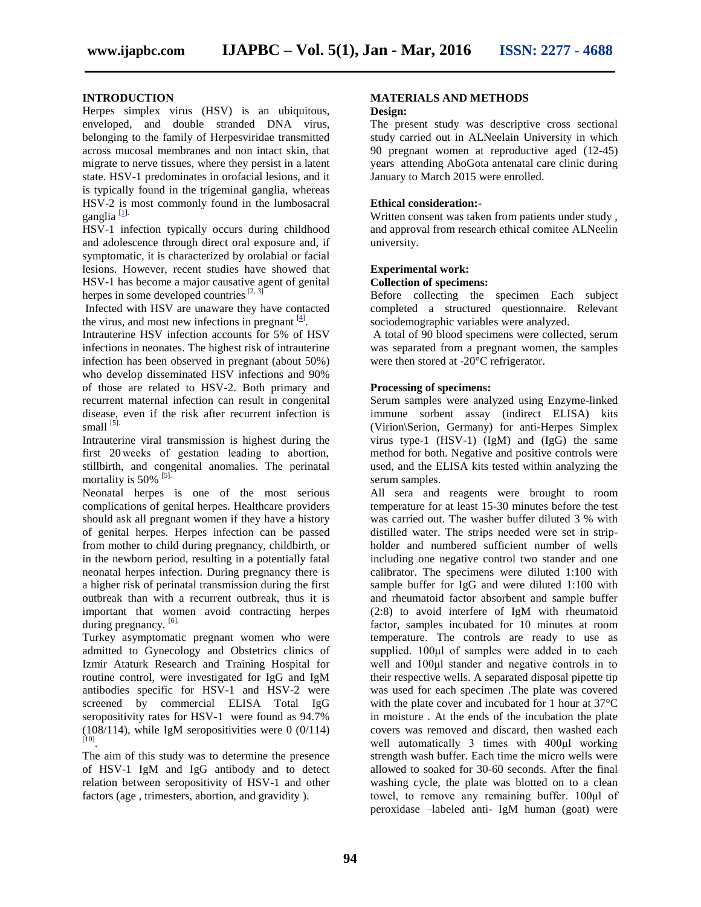## INTRODUCTION

Herpes simplex virus (HSV) is an ubiquitous, enveloped, and double stranded DNA virus, belonging to the family of Herpesviridae transmitted across mucosal membranes and non intact skin, that migrate to nerve tissues, where they persist in a latent state. HSV-1 predominates in orofacial lesions, and it is typically found in the trigeminal ganglia, whereas HSV-2 is most commonly found in the lumbosacral ganglia [1].

HSV-1 infection typically occurs during childhood and adolescence through direct oral exposure and, if symptomatic, it is characterized by orolabial or facial lesions. However, recent studies have showed that HSV-1 has become a major causative agent of genital herpes in some developed countries [2, 3]

Infected with HSV are unaware they have contacted the virus, and most new infections in pregnant [4].

Intrauterine HSV infection accounts for 5% of HSV infections in neonates. The highest risk of intrauterine infection has been observed in pregnant (about 50%) who develop disseminated HSV infections and 90% of those are related to HSV-2. Both primary and recurrent maternal infection can result in congenital disease, even if the risk after recurrent infection is small [5].

Intrauterine viral transmission is highest during the first 20 weeks of gestation leading to abortion, stillbirth, and congenital anomalies. The perinatal mortality is 50% [5].

Neonatal herpes is one of the most serious complications of genital herpes. Healthcare providers should ask all pregnant women if they have a history of genital herpes. Herpes infection can be passed from mother to child during pregnancy, childbirth, or in the newborn period, resulting in a potentially fatal neonatal herpes infection. During pregnancy there is a higher risk of perinatal transmission during the first outbreak than with a recurrent outbreak, thus it is important that women avoid contracting herpes during pregnancy. [6].

Turkey asymptomatic pregnant women who were admitted to Gynecology and Obstetrics clinics of Izmir Ataturk Research and Training Hospital for routine control, were investigated for IgG and IgM antibodies specific for HSV-1 and HSV-2 were screened by commercial ELISA Total IgG seropositivity rates for HSV-1 were found as 94.7% (108/114), while IgM seropositivities were 0 (0/114) [10].

The aim of this study was to determine the presence of HSV-1 IgM and IgG antibody and to detect relation between seropositivity of HSV-1 and other factors (age , trimesters, abortion, and gravidity ).

## MATERIALS AND METHODS

**Design:**

The present study was descriptive cross sectional study carried out in ALNeelain University in which 90 pregnant women at reproductive aged (12-45) years attending AboGota antenatal care clinic during January to March 2015 were enrolled.

**Ethical consideration:-**

Written consent was taken from patients under study , and approval from research ethical comitee ALNeelin university.

**Experimental work:**

**Collection of specimens:**

Before collecting the specimen Each subject completed a structured questionnaire. Relevant sociodemographic variables were analyzed.

A total of 90 blood specimens were collected, serum was separated from a pregnant women, the samples were then stored at -20°C refrigerator.

**Processing of specimens:**

Serum samples were analyzed using Enzyme-linked immune sorbent assay (indirect ELISA) kits (Virion\Serion, Germany) for anti-Herpes Simplex virus type-1 (HSV-1) (IgM) and (IgG) the same method for both. Negative and positive controls were used, and the ELISA kits tested within analyzing the serum samples.

All sera and reagents were brought to room temperature for at least 15-30 minutes before the test was carried out. The washer buffer diluted 3 % with distilled water. The strips needed were set in strip-holder and numbered sufficient number of wells including one negative control two stander and one calibrator. The specimens were diluted 1:100 with sample buffer for IgG and were diluted 1:100 with and rheumatoid factor absorbent and sample buffer (2:8) to avoid interfere of IgM with rheumatoid factor, samples incubated for 10 minutes at room temperature. The controls are ready to use as supplied. 100μl of samples were added in to each well and 100μl stander and negative controls in to their respective wells. A separated disposal pipette tip was used for each specimen .The plate was covered with the plate cover and incubated for 1 hour at 37°C in moisture . At the ends of the incubation the plate covers was removed and discard, then washed each well automatically 3 times with 400μl working strength wash buffer. Each time the micro wells were allowed to soaked for 30-60 seconds. After the final washing cycle, the plate was blotted on to a clean towel, to remove any remaining buffer. 100μl of peroxidase –labeled anti- IgM human (goat) were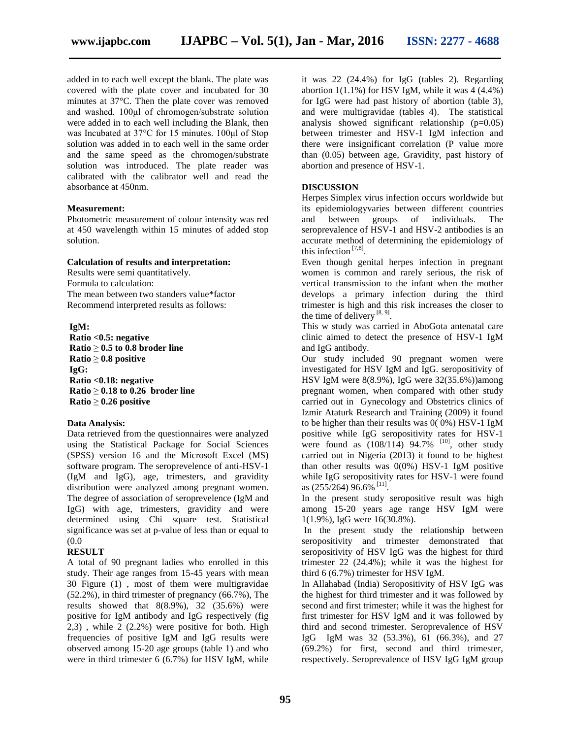added in to each well except the blank. The plate was covered with the plate cover and incubated for 30 minutes at 37°C. Then the plate cover was removed and washed. 100μl of chromogen/substrate solution were added in to each well including the Blank, then was Incubated at 37°C for 15 minutes. 100μl of Stop solution was added in to each well in the same order and the same speed as the chromogen/substrate solution was introduced. The plate reader was calibrated with the calibrator well and read the absorbance at 450nm.

**Measurement:**

Photometric measurement of colour intensity was red at 450 wavelength within 15 minutes of added stop solution.

**Calculation of results and interpretation:**

Results were semi quantitatively.
Formula to calculation:
The mean between two standers value*factor
Recommend interpreted results as follows:

**IgM:**
**Ratio <0.5: negative**
**Ratio ≥ 0.5 to 0.8 broder line**
**Ratio ≥ 0.8 positive**
**IgG:**
**Ratio <0.18: negative**
**Ratio ≥ 0.18 to 0.26 broder line**
**Ratio ≥ 0.26 positive**

**Data Analysis:**

Data retrieved from the questionnaires were analyzed using the Statistical Package for Social Sciences (SPSS) version 16 and the Microsoft Excel (MS) software program. The seroprevelence of anti-HSV-1 (IgM and IgG), age, trimesters, and gravidity distribution were analyzed among pregnant women. The degree of association of seroprevelence (IgM and IgG) with age, trimesters, gravidity and were determined using Chi square test. Statistical significance was set at p-value of less than or equal to (0.0

## RESULT

A total of 90 pregnant ladies who enrolled in this study. Their age ranges from 15-45 years with mean 30 Figure (1) , most of them were multigravidae (52.2%), in third trimester of pregnancy (66.7%), The results showed that 8(8.9%), 32 (35.6%) were positive for IgM antibody and IgG respectively (fig 2,3) , while 2 (2.2%) were positive for both. High frequencies of positive IgM and IgG results were observed among 15-20 age groups (table 1) and who were in third trimester 6 (6.7%) for HSV IgM, while it was 22 (24.4%) for IgG (tables 2). Regarding abortion 1(1.1%) for HSV IgM, while it was 4 (4.4%) for IgG were had past history of abortion (table 3), and were multigravidae (tables 4). The statistical analysis showed significant relationship (p=0.05) between trimester and HSV-1 IgM infection and there were insignificant correlation (P value more than (0.05) between age, Gravidity, past history of abortion and presence of HSV-1.

## DISCUSSION

Herpes Simplex virus infection occurs worldwide but its epidemiologyvaries between different countries and between groups of individuals. The seroprevalence of HSV-1 and HSV-2 antibodies is an accurate method of determining the epidemiology of this infection [7,8].

Even though genital herpes infection in pregnant women is common and rarely serious, the risk of vertical transmission to the infant when the mother develops a primary infection during the third trimester is high and this risk increases the closer to the time of delivery [8, 9].

This w study was carried in AboGota antenatal care clinic aimed to detect the presence of HSV-1 IgM and IgG antibody.

Our study included 90 pregnant women were investigated for HSV IgM and IgG. seropositivity of HSV IgM were 8(8.9%), IgG were 32(35.6%))among pregnant women, when compared with other study carried out in Gynecology and Obstetrics clinics of Izmir Ataturk Research and Training (2009) it found to be higher than their results was 0( 0%) HSV-1 IgM positive while IgG seropositivity rates for HSV-1 were found as (108/114) 94.7% [10], other study carried out in Nigeria (2013) it found to be highest than other results was 0(0%) HSV-1 IgM positive while IgG seropositivity rates for HSV-1 were found as (255/264) 96.6% [11].

In the present study seropositive result was high among 15-20 years age range HSV IgM were 1(1.9%), IgG were 16(30.8%).

In the present study the relationship between seropositivity and trimester demonstrated that seropositivity of HSV IgG was the highest for third trimester 22 (24.4%); while it was the highest for third 6 (6.7%) trimester for HSV IgM.

In Allahabad (India) Seropositivity of HSV IgG was the highest for third trimester and it was followed by second and first trimester; while it was the highest for first trimester for HSV IgM and it was followed by third and second trimester. Seroprevalence of HSV IgG IgM was 32 (53.3%), 61 (66.3%), and 27 (69.2%) for first, second and third trimester, respectively. Seroprevalence of HSV IgG IgM group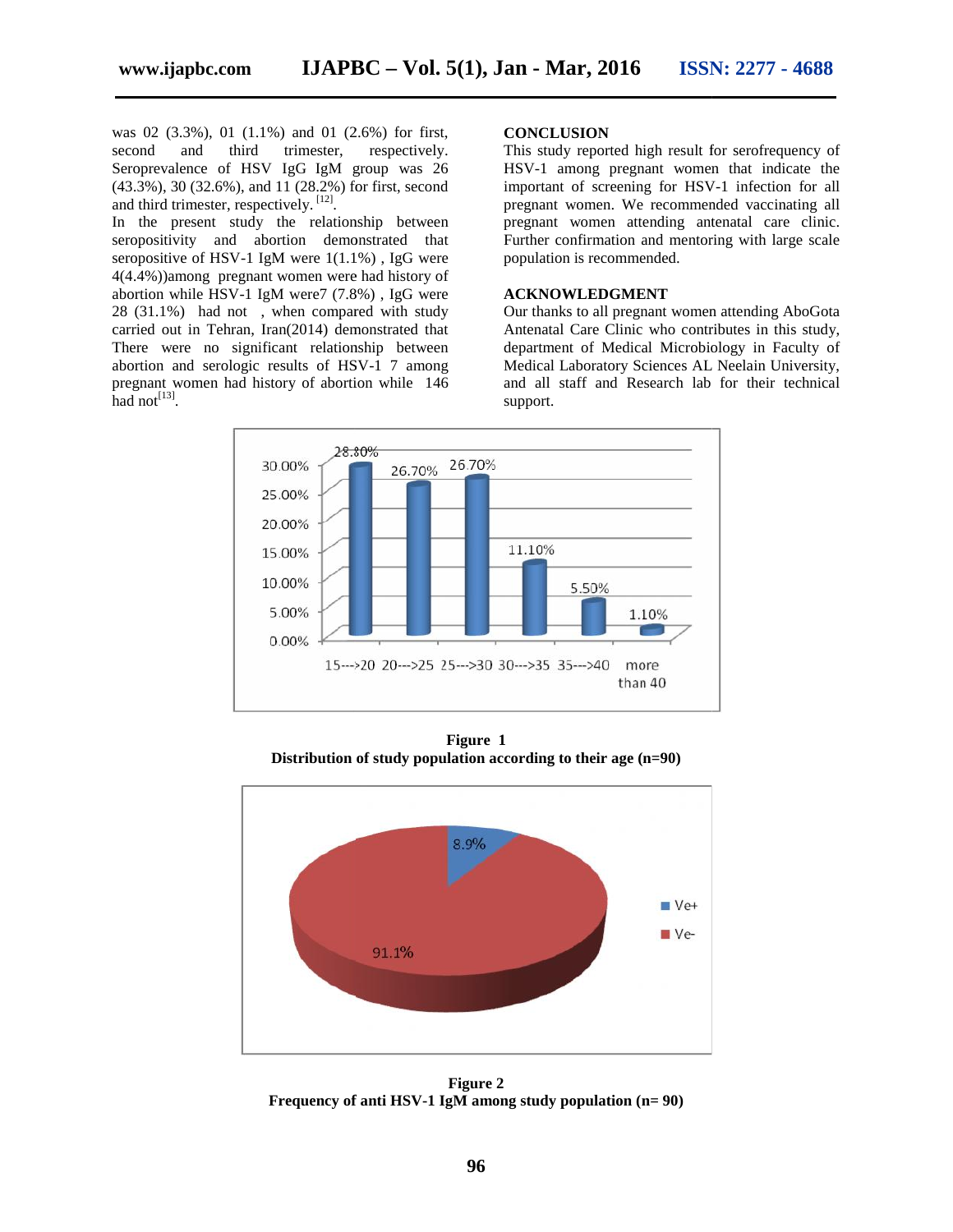was 02 (3.3%), 01 (1.1%) and 01 (2.6%) for first, second and third trimester, respectively. Seroprevalence of HSV IgG IgM group was 26 (43.3%), 30 (32.6%), and 11 (28.2%) for first, second and third trimester, respectively. [12].

In the present study the relationship between seropositivity and abortion demonstrated that seropositive of HSV-1 IgM were 1(1.1%) , IgG were 4(4.4%))among pregnant women were had history of abortion while HSV-1 IgM were7 (7.8%) , IgG were 28 (31.1%) had not , when compared with study carried out in Tehran, Iran(2014) demonstrated that There were no significant relationship between abortion and serologic results of HSV-1 7 among pregnant women had history of abortion while 146 had not[13].

## CONCLUSION

This study reported high result for serofrequency of HSV-1 among pregnant women that indicate the important of screening for HSV-1 infection for all pregnant women. We recommended vaccinating all pregnant women attending antenatal care clinic. Further confirmation and mentoring with large scale population is recommended.

## ACKNOWLEDGMENT

Our thanks to all pregnant women attending AboGota Antenatal Care Clinic who contributes in this study, department of Medical Microbiology in Faculty of Medical Laboratory Sciences AL Neelain University, and all staff and Research lab for their technical support.

**Figure 1**
**Distribution of study population according to their age (n=90)**

**Figure 2**
**Frequency of anti HSV-1 IgM among study population (n= 90)**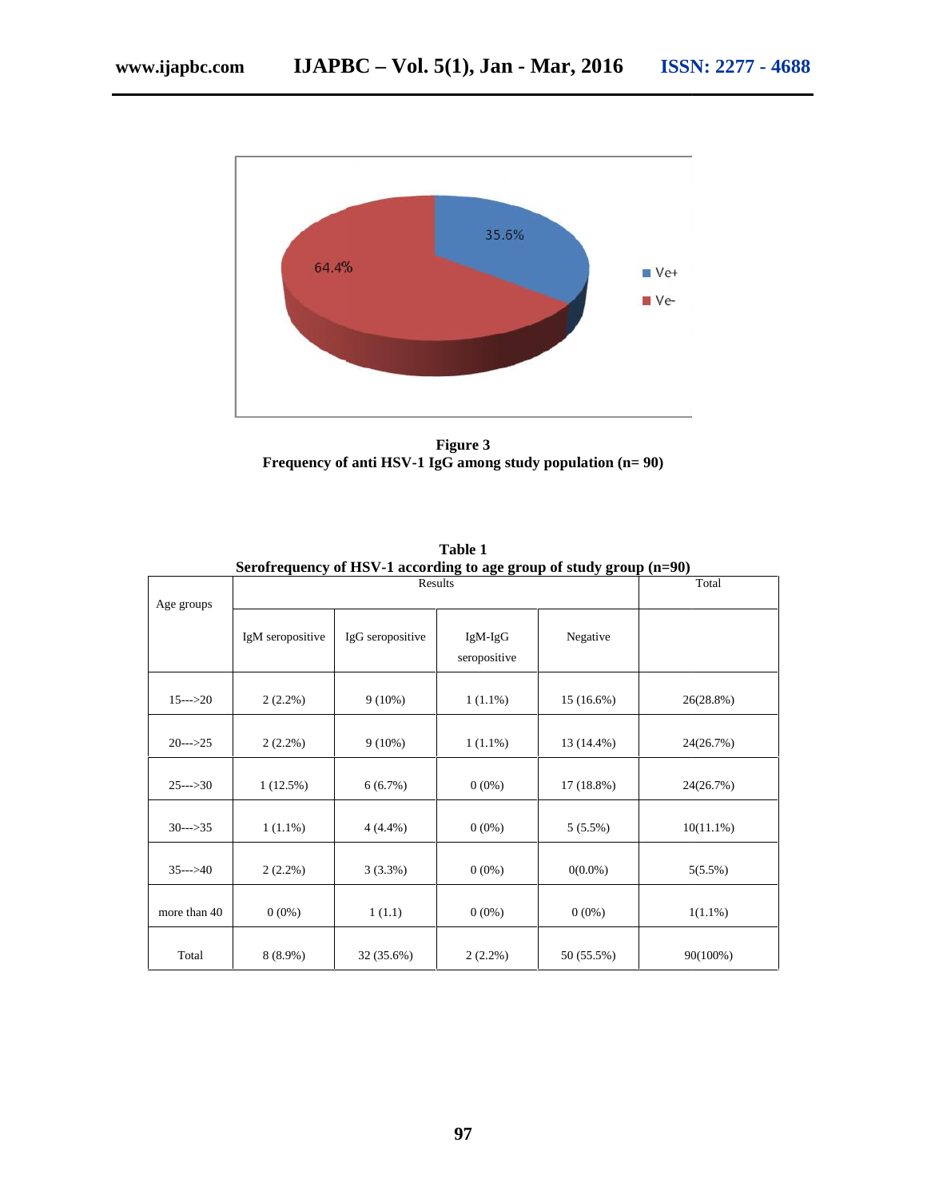**Figure 3**
**Frequency of anti HSV-1 IgG among study population (n= 90)**

**Table 1**
**Serofrequency of HSV-1 according to age group of study group (n=90)**

| Age groups | Results | | | | Total |
|---|---|---|---|---|---|
| | IgM seropositive | IgG seropositive | IgM-IgG seropositive | Negative | |
| 15--->20 | 2 (2.2%) | 9 (10%) | 1 (1.1%) | 15 (16.6%) | 26(28.8%) |
| 20--->25 | 2 (2.2%) | 9 (10%) | 1 (1.1%) | 13 (14.4%) | 24(26.7%) |
| 25--->30 | 1 (12.5%) | 6 (6.7%) | 0 (0%) | 17 (18.8%) | 24(26.7%) |
| 30--->35 | 1 (1.1%) | 4 (4.4%) | 0 (0%) | 5 (5.5%) | 10(11.1%) |
| 35--->40 | 2 (2.2%) | 3 (3.3%) | 0 (0%) | 0(0.0%) | 5(5.5%) |
| more than 40 | 0 (0%) | 1 (1.1) | 0 (0%) | 0 (0%) | 1(1.1%) |
| Total | 8 (8.9%) | 32 (35.6%) | 2 (2.2%) | 50 (55.5%) | 90(100%) |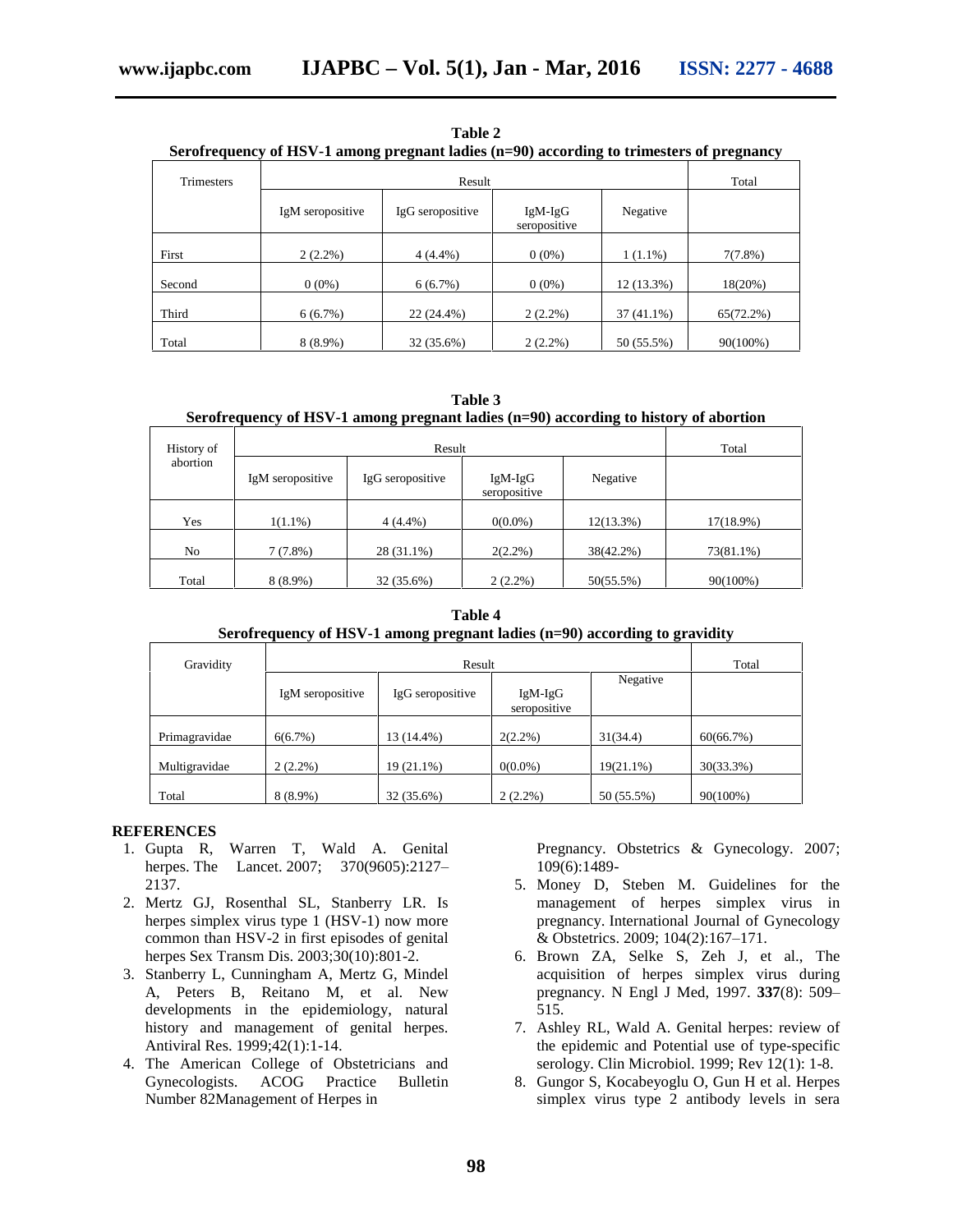**Table 2**
**Serofrequency of HSV-1 among pregnant ladies (n=90) according to trimesters of pregnancy**

| Trimesters | Result | | | | Total |
|---|---|---|---|---|---|
| | IgM seropositive | IgG seropositive | IgM-IgG seropositive | Negative | |
| First | 2 (2.2%) | 4 (4.4%) | 0 (0%) | 1 (1.1%) | 7(7.8%) |
| Second | 0 (0%) | 6 (6.7%) | 0 (0%) | 12 (13.3%) | 18(20%) |
| Third | 6 (6.7%) | 22 (24.4%) | 2 (2.2%) | 37 (41.1%) | 65(72.2%) |
| Total | 8 (8.9%) | 32 (35.6%) | 2 (2.2%) | 50 (55.5%) | 90(100%) |

**Table 3**
**Serofrequency of HSV-1 among pregnant ladies (n=90) according to history of abortion**

| History of abortion | Result | | | | Total |
|---|---|---|---|---|---|
| | IgM seropositive | IgG seropositive | IgM-IgG seropositive | Negative | |
| Yes | 1(1.1%) | 4 (4.4%) | 0(0.0%) | 12(13.3%) | 17(18.9%) |
| No | 7 (7.8%) | 28 (31.1%) | 2(2.2%) | 38(42.2%) | 73(81.1%) |
| Total | 8 (8.9%) | 32 (35.6%) | 2 (2.2%) | 50(55.5%) | 90(100%) |

**Table 4**
**Serofrequency of HSV-1 among pregnant ladies (n=90) according to gravidity**

| Gravidity | Result | | | | Total |
|---|---|---|---|---|---|
| | IgM seropositive | IgG seropositive | IgM-IgG seropositive | Negative | |
| Primagravidae | 6(6.7%) | 13 (14.4%) | 2(2.2%) | 31(34.4) | 60(66.7%) |
| Multigravidae | 2 (2.2%) | 19 (21.1%) | 0(0.0%) | 19(21.1%) | 30(33.3%) |
| Total | 8 (8.9%) | 32 (35.6%) | 2 (2.2%) | 50 (55.5%) | 90(100%) |

## REFERENCES

1. Gupta R, Warren T, Wald A. Genital herpes. The Lancet. 2007; 370(9605):2127–2137.
2. Mertz GJ, Rosenthal SL, Stanberry LR. Is herpes simplex virus type 1 (HSV-1) now more common than HSV-2 in first episodes of genital herpes Sex Transm Dis. 2003;30(10):801-2.
3. Stanberry L, Cunningham A, Mertz G, Mindel A, Peters B, Reitano M, et al. New developments in the epidemiology, natural history and management of genital herpes. Antiviral Res. 1999;42(1):1-14.
4. The American College of Obstetricians and Gynecologists. ACOG Practice Bulletin Number 82Management of Herpes in Pregnancy. Obstetrics & Gynecology. 2007; 109(6):1489-
5. Money D, Steben M. Guidelines for the management of herpes simplex virus in pregnancy. International Journal of Gynecology & Obstetrics. 2009; 104(2):167–171.
6. Brown ZA, Selke S, Zeh J, et al., The acquisition of herpes simplex virus during pregnancy. N Engl J Med, 1997. **337**(8): 509–515.
7. Ashley RL, Wald A. Genital herpes: review of the epidemic and Potential use of type-specific serology. Clin Microbiol. 1999; Rev 12(1): 1-8.
8. Gungor S, Kocabeyoglu O, Gun H et al. Herpes simplex virus type 2 antibody levels in sera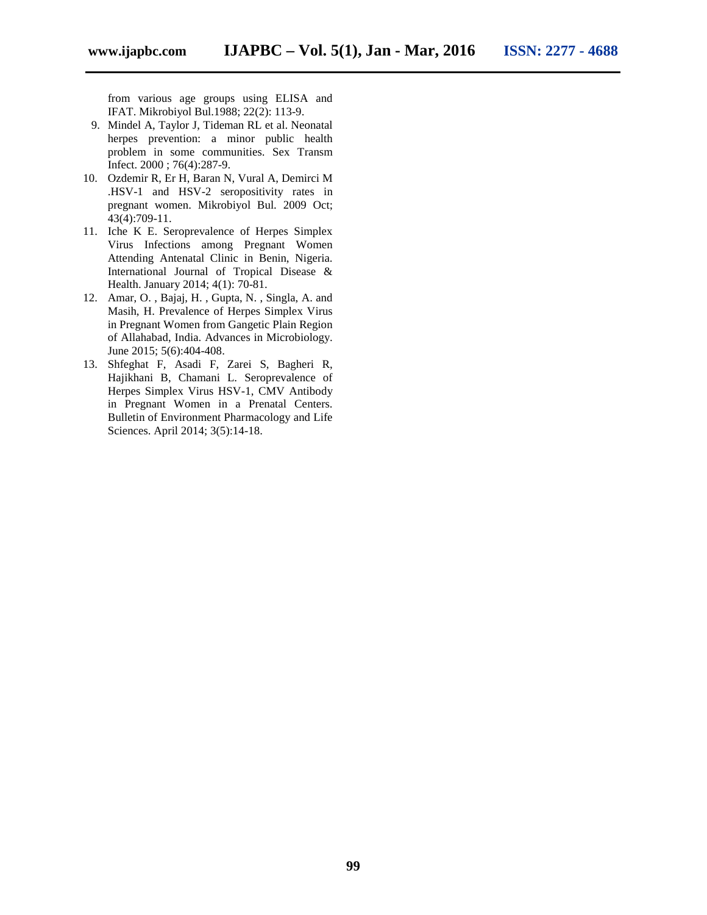from various age groups using ELISA and IFAT. Mikrobiyol Bul.1988; 22(2): 113-9.

9. Mindel A, Taylor J, Tideman RL et al. Neonatal herpes prevention: a minor public health problem in some communities. Sex Transm Infect. 2000 ; 76(4):287-9.
10. Ozdemir R, Er H, Baran N, Vural A, Demirci M .HSV-1 and HSV-2 seropositivity rates in pregnant women. Mikrobiyol Bul. 2009 Oct; 43(4):709-11.
11. Iche K E. Seroprevalence of Herpes Simplex Virus Infections among Pregnant Women Attending Antenatal Clinic in Benin, Nigeria. International Journal of Tropical Disease & Health. January 2014; 4(1): 70-81.
12. Amar, O. , Bajaj, H. , Gupta, N. , Singla, A. and Masih, H. Prevalence of Herpes Simplex Virus in Pregnant Women from Gangetic Plain Region of Allahabad, India. Advances in Microbiology. June 2015; 5(6):404-408.
13. Shfeghat F, Asadi F, Zarei S, Bagheri R, Hajikhani B, Chamani L. Seroprevalence of Herpes Simplex Virus HSV-1, CMV Antibody in Pregnant Women in a Prenatal Centers. Bulletin of Environment Pharmacology and Life Sciences. April 2014; 3(5):14-18.